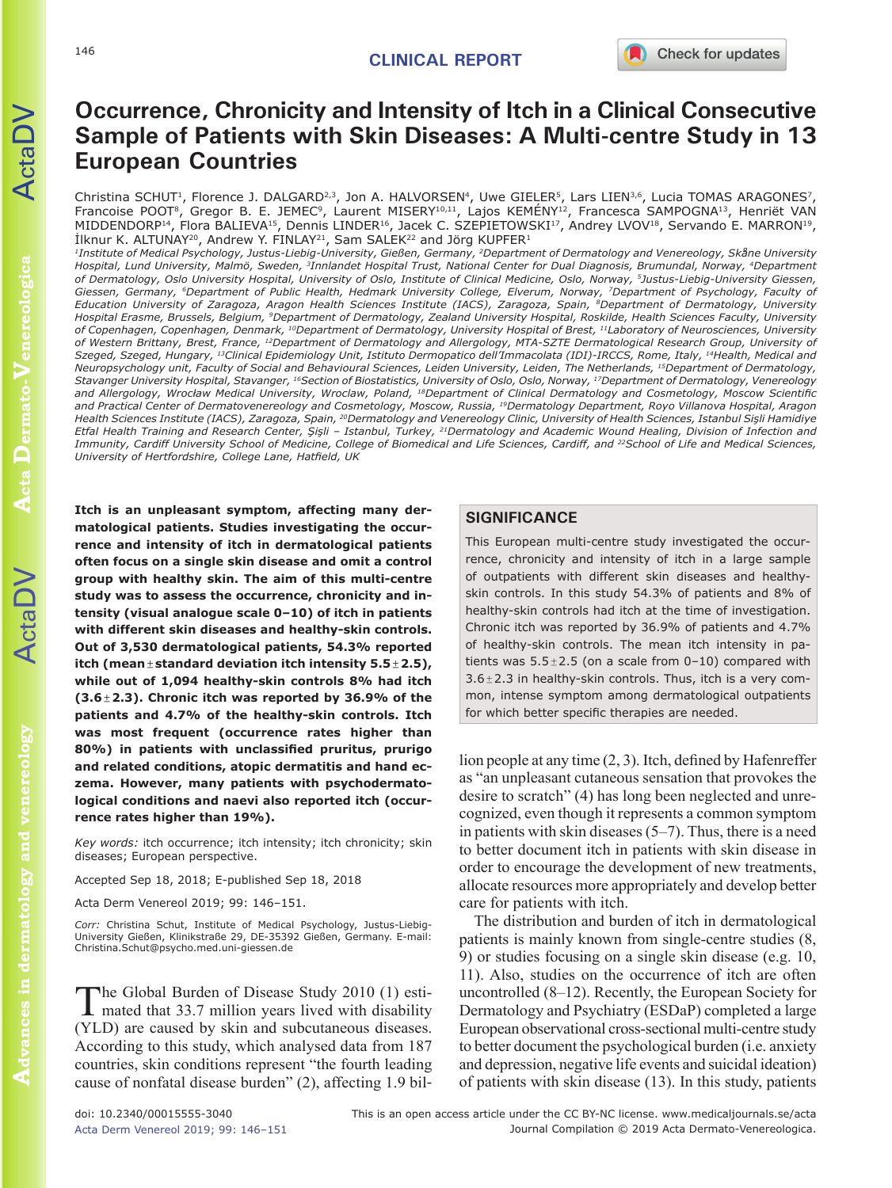CLINICAL REPORT

# Occurrence, Chronicity and Intensity of Itch in a Clinical Consecutive Sample of Patients with Skin Diseases: A Multi-centre Study in 13 European Countries

Christina SCHUT[1], Florence J. DALGARD[2,3], Jon A. HALVORSEN[4], Uwe GIELER[5], Lars LIEN[3,6], Lucia TOMAS ARAGONES[7], Francoise POOT[8], Gregor B. E. JEMEC[9], Laurent MISERY[10,11], Lajos KEMÉNY[12], Francesca SAMPOGNA[13], Henriët VAN MIDDENDORP[14], Flora BALIEVA[15], Dennis LINDER[16], Jacek C. SZEPIETOWSKI[17], Andrey LVOV[18], Servando E. MARRON[19], İlknur K. ALTUNAY[20], Andrew Y. FINLAY[21], Sam SALEK[22] and Jörg KUPFER[1]

[1]Institute of Medical Psychology, Justus-Liebig-University, Gießen, Germany, [2]Department of Dermatology and Venereology, Skåne University Hospital, Lund University, Malmö, Sweden, [3]Innlandet Hospital Trust, National Center for Dual Diagnosis, Brumundal, Norway, [4]Department of Dermatology, Oslo University Hospital, University of Oslo, Institute of Clinical Medicine, Oslo, Norway, [5]Justus-Liebig-University Giessen, Giessen, Germany, [6]Department of Public Health, Hedmark University College, Elverum, Norway, [7]Department of Psychology, Faculty of Education University of Zaragoza, Aragon Health Sciences Institute (IACS), Zaragoza, Spain, [8]Department of Dermatology, University Hospital Erasme, Brussels, Belgium, [9]Department of Dermatology, Zealand University Hospital, Roskilde, Health Sciences Faculty, University of Copenhagen, Copenhagen, Denmark, [10]Department of Dermatology, University Hospital of Brest, [11]Laboratory of Neurosciences, University of Western Brittany, Brest, France, [12]Department of Dermatology and Allergology, MTA-SZTE Dermatological Research Group, University of Szeged, Szeged, Hungary, [13]Clinical Epidemiology Unit, Istituto Dermopatico dell'Immacolata (IDI)-IRCCS, Rome, Italy, [14]Health, Medical and Neuropsychology unit, Faculty of Social and Behavioural Sciences, Leiden University, Leiden, The Netherlands, [15]Department of Dermatology, Stavanger University Hospital, Stavanger, [16]Section of Biostatistics, University of Oslo, Oslo, Norway, [17]Department of Dermatology, Venereology and Allergology, Wrocław Medical University, Wroclaw, Poland, [18]Department of Clinical Dermatology and Cosmetology, Moscow Scientific and Practical Center of Dermatovenereology and Cosmetology, Moscow, Russia, [19]Dermatology Department, Royo Villanova Hospital, Aragon Health Sciences Institute (IACS), Zaragoza, Spain, [20]Dermatology and Venereology Clinic, University of Health Sciences, Istanbul Şişli Hamidiye Etfal Health Training and Research Center, Şişli – Istanbul, Turkey, [21]Dermatology and Academic Wound Healing, Division of Infection and Immunity, Cardiff University School of Medicine, College of Biomedical and Life Sciences, Cardiff, and [22]School of Life and Medical Sciences, University of Hertfordshire, College Lane, Hatfield, UK

**Itch is an unpleasant symptom, affecting many dermatological patients. Studies investigating the occurrence and intensity of itch in dermatological patients often focus on a single skin disease and omit a control group with healthy skin. The aim of this multi-centre study was to assess the occurrence, chronicity and intensity (visual analogue scale 0–10) of itch in patients with different skin diseases and healthy-skin controls. Out of 3,530 dermatological patients, 54.3% reported itch (mean ± standard deviation itch intensity 5.5 ± 2.5), while out of 1,094 healthy-skin controls 8% had itch (3.6 ± 2.3). Chronic itch was reported by 36.9% of the patients and 4.7% of the healthy-skin controls. Itch was most frequent (occurrence rates higher than 80%) in patients with unclassified pruritus, prurigo and related conditions, atopic dermatitis and hand eczema. However, many patients with psychodermatological conditions and naevi also reported itch (occurrence rates higher than 19%).**

*Key words:* itch occurrence; itch intensity; itch chronicity; skin diseases; European perspective.

Accepted Sep 18, 2018; E-published Sep 18, 2018

Acta Derm Venereol 2019; 99: 146–151.

*Corr:* Christina Schut, Institute of Medical Psychology, Justus-Liebig-University Gießen, Klinikstraße 29, DE-35392 Gießen, Germany. E-mail: Christina.Schut@psycho.med.uni-giessen.de

## SIGNIFICANCE

This European multi-centre study investigated the occurrence, chronicity and intensity of itch in a large sample of outpatients with different skin diseases and healthy-skin controls. In this study 54.3% of patients and 8% of healthy-skin controls had itch at the time of investigation. Chronic itch was reported by 36.9% of patients and 4.7% of healthy-skin controls. The mean itch intensity in patients was 5.5±2.5 (on a scale from 0–10) compared with 3.6±2.3 in healthy-skin controls. Thus, itch is a very common, intense symptom among dermatological outpatients for which better specific therapies are needed.

The Global Burden of Disease Study 2010 (1) estimated that 33.7 million years lived with disability (YLD) are caused by skin and subcutaneous diseases. According to this study, which analysed data from 187 countries, skin conditions represent "the fourth leading cause of nonfatal disease burden" (2), affecting 1.9 billion people at any time (2, 3). Itch, defined by Hafenreffer as "an unpleasant cutaneous sensation that provokes the desire to scratch" (4) has long been neglected and unrecognized, even though it represents a common symptom in patients with skin diseases (5–7). Thus, there is a need to better document itch in patients with skin disease in order to encourage the development of new treatments, allocate resources more appropriately and develop better care for patients with itch.

The distribution and burden of itch in dermatological patients is mainly known from single-centre studies (8, 9) or studies focusing on a single skin disease (e.g. 10, 11). Also, studies on the occurrence of itch are often uncontrolled (8–12). Recently, the European Society for Dermatology and Psychiatry (ESDaP) completed a large European observational cross-sectional multi-centre study to better document the psychological burden (i.e. anxiety and depression, negative life events and suicidal ideation) of patients with skin disease (13). In this study, patients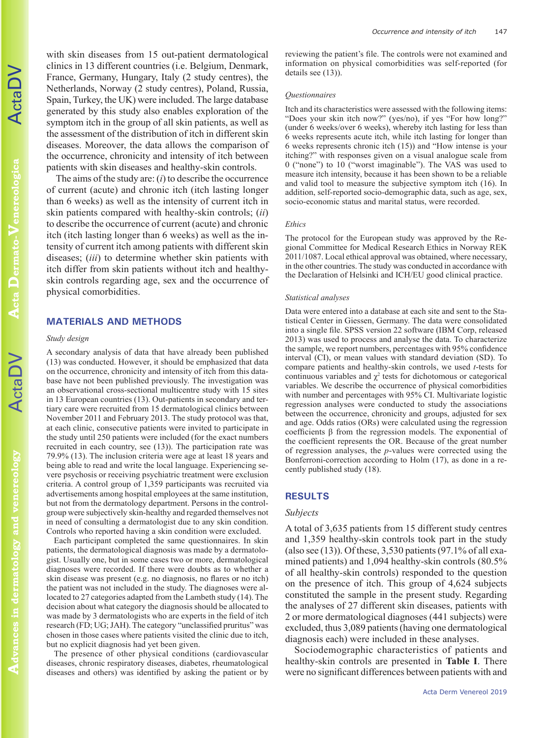with skin diseases from 15 out-patient dermatological clinics in 13 different countries (i.e. Belgium, Denmark, France, Germany, Hungary, Italy (2 study centres), the Netherlands, Norway (2 study centres), Poland, Russia, Spain, Turkey, the UK) were included. The large database generated by this study also enables exploration of the symptom itch in the group of all skin patients, as well as the assessment of the distribution of itch in different skin diseases. Moreover, the data allows the comparison of the occurrence, chronicity and intensity of itch between patients with skin diseases and healthy-skin controls.

The aims of the study are: (*i*) to describe the occurrence of current (acute) and chronic itch (itch lasting longer than 6 weeks) as well as the intensity of current itch in skin patients compared with healthy-skin controls; (*ii*) to describe the occurrence of current (acute) and chronic itch (itch lasting longer than 6 weeks) as well as the intensity of current itch among patients with different skin diseases; (*iii*) to determine whether skin patients with itch differ from skin patients without itch and healthy-skin controls regarding age, sex and the occurrence of physical comorbidities.

## MATERIALS AND METHODS

### *Study design*

A secondary analysis of data that have already been published (13) was conducted. However, it should be emphasized that data on the occurrence, chronicity and intensity of itch from this database have not been published previously. The investigation was an observational cross-sectional multicentre study with 15 sites in 13 European countries (13). Out-patients in secondary and tertiary care were recruited from 15 dermatological clinics between November 2011 and February 2013. The study protocol was that, at each clinic, consecutive patients were invited to participate in the study until 250 patients were included (for the exact numbers recruited in each country, see (13)). The participation rate was 79.9% (13). The inclusion criteria were age at least 18 years and being able to read and write the local language. Experiencing severe psychosis or receiving psychiatric treatment were exclusion criteria. A control group of 1,359 participants was recruited via advertisements among hospital employees at the same institution, but not from the dermatology department. Persons in the control-group were subjectively skin-healthy and regarded themselves not in need of consulting a dermatologist due to any skin condition. Controls who reported having a skin condition were excluded.

Each participant completed the same questionnaires. In skin patients, the dermatological diagnosis was made by a dermatologist. Usually one, but in some cases two or more, dermatological diagnoses were recorded. If there were doubts as to whether a skin disease was present (e.g. no diagnosis, no flares or no itch) the patient was not included in the study. The diagnoses were allocated to 27 categories adapted from the Lambeth study (14). The decision about what category the diagnosis should be allocated to was made by 3 dermatologists who are experts in the field of itch research (FD; UG; JAH). The category "unclassified pruritus" was chosen in those cases where patients visited the clinic due to itch, but no explicit diagnosis had yet been given.

The presence of other physical conditions (cardiovascular diseases, chronic respiratory diseases, diabetes, rheumatological diseases and others) was identified by asking the patient or by reviewing the patient's file. The controls were not examined and information on physical comorbidities was self-reported (for details see (13)).

### *Questionnaires*

Itch and its characteristics were assessed with the following items: "Does your skin itch now?" (yes/no), if yes "For how long?" (under 6 weeks/over 6 weeks), whereby itch lasting for less than 6 weeks represents acute itch, while itch lasting for longer than 6 weeks represents chronic itch (15)) and "How intense is your itching?" with responses given on a visual analogue scale from 0 ("none") to 10 ("worst imaginable"). The VAS was used to measure itch intensity, because it has been shown to be a reliable and valid tool to measure the subjective symptom itch (16). In addition, self-reported socio-demographic data, such as age, sex, socio-economic status and marital status, were recorded.

### *Ethics*

The protocol for the European study was approved by the Regional Committee for Medical Research Ethics in Norway REK 2011/1087. Local ethical approval was obtained, where necessary, in the other countries. The study was conducted in accordance with the Declaration of Helsinki and ICH/EU good clinical practice.

### *Statistical analyses*

Data were entered into a database at each site and sent to the Statistical Center in Giessen, Germany. The data were consolidated into a single file. SPSS version 22 software (IBM Corp, released 2013) was used to process and analyse the data. To characterize the sample, we report numbers, percentages with 95% confidence interval (CI), or mean values with standard deviation (SD). To compare patients and healthy-skin controls, we used *t*-tests for continuous variables and $\chi^2$ tests for dichotomous or categorical variables. We describe the occurrence of physical comorbidities with number and percentages with 95% CI. Multivariate logistic regression analyses were conducted to study the associations between the occurrence, chronicity and groups, adjusted for sex and age. Odds ratios (ORs) were calculated using the regression coefficients β from the regression models. The exponential of the coefficient represents the OR. Because of the great number of regression analyses, the *p*-values were corrected using the Bonferroni-correction according to Holm (17), as done in a recently published study (18).

## RESULTS

### *Subjects*

A total of 3,635 patients from 15 different study centres and 1,359 healthy-skin controls took part in the study (also see (13)). Of these, 3,530 patients (97.1% of all examined patients) and 1,094 healthy-skin controls (80.5% of all healthy-skin controls) responded to the question on the presence of itch. This group of 4,624 subjects constituted the sample in the present study. Regarding the analyses of 27 different skin diseases, patients with 2 or more dermatological diagnoses (441 subjects) were excluded, thus 3,089 patients (having one dermatological diagnosis each) were included in these analyses.

Sociodemographic characteristics of patients and healthy-skin controls are presented in **Table I**. There were no significant differences between patients with and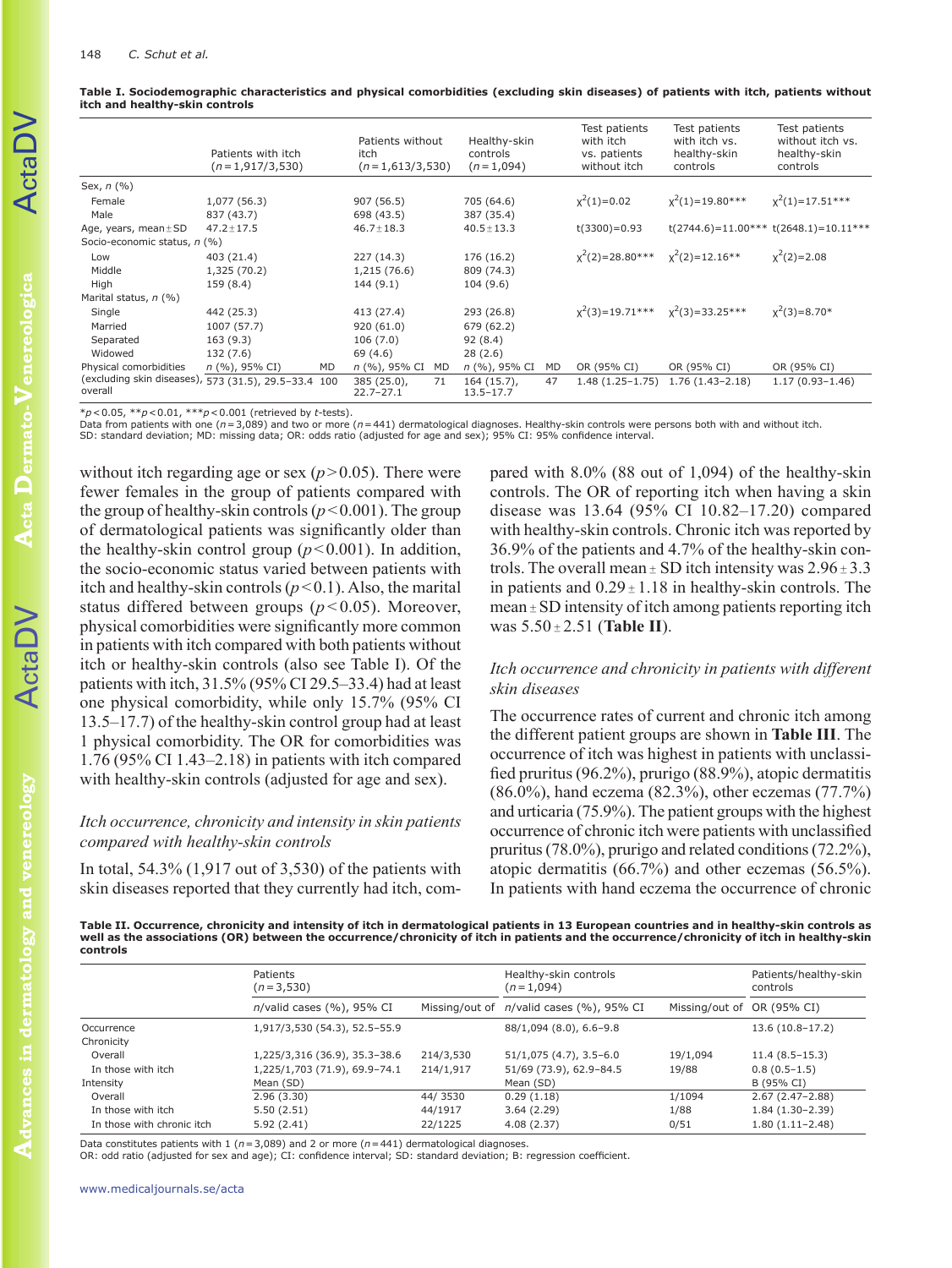**Table I. Sociodemographic characteristics and physical comorbidities (excluding skin diseases) of patients with itch, patients without itch and healthy-skin controls**

| | Patients with itch ($n$=1,917/3,530) | | Patients without itch ($n$=1,613/3,530) | | Healthy-skin controls ($n$=1,094) | | Test patients with itch vs. patients without itch | Test patients with itch vs. healthy-skin controls | Test patients without itch vs. healthy-skin controls |
|---|---|---|---|---|---|---|---|---|---|
| Sex, $n$ (%) | | | | | | | | | |
| Female | 1,077 (56.3) | | 907 (56.5) | | 705 (64.6) | | $\chi^2(1)$=0.02 | $\chi^2(1)$=19.80*** | $\chi^2(1)$=17.51*** |
| Male | 837 (43.7) | | 698 (43.5) | | 387 (35.4) | | | | |
| Age, years, mean±SD | 47.2±17.5 | | 46.7±18.3 | | 40.5±13.3 | | t(3300)=0.93 | t(2744.6)=11.00*** | t(2648.1)=10.11*** |
| Socio-economic status, $n$ (%) | | | | | | | | | |
| Low | 403 (21.4) | | 227 (14.3) | | 176 (16.2) | | $\chi^2(2)$=28.80*** | $\chi^2(2)$=12.16** | $\chi^2(2)$=2.08 |
| Middle | 1,325 (70.2) | | 1,215 (76.6) | | 809 (74.3) | | | | |
| High | 159 (8.4) | | 144 (9.1) | | 104 (9.6) | | | | |
| Marital status, $n$ (%) | | | | | | | | | |
| Single | 442 (25.3) | | 413 (27.4) | | 293 (26.8) | | $\chi^2(3)$=19.71*** | $\chi^2(3)$=33.25*** | $\chi^2(3)$=8.70* |
| Married | 1007 (57.7) | | 920 (61.0) | | 679 (62.2) | | | | |
| Separated | 163 (9.3) | | 106 (7.0) | | 92 (8.4) | | | | |
| Widowed | 132 (7.6) | | 69 (4.6) | | 28 (2.6) | | | | |
| Physical comorbidities | $n$ (%), 95% CI | MD | $n$ (%), 95% CI | MD | $n$ (%), 95% CI | MD | OR (95% CI) | OR (95% CI) | OR (95% CI) |
| (excluding skin diseases), overall | 573 (31.5), 29.5–33.4 | 100 | 385 (25.0), 22.7–27.1 | 71 | 164 (15.7), 13.5–17.7 | 47 | 1.48 (1.25–1.75) | 1.76 (1.43–2.18) | 1.17 (0.93–1.46) |

*$p$<0.05, **$p$<0.01, ***$p$<0.001 (retrieved by $t$-tests).
Data from patients with one ($n$=3,089) and two or more ($n$=441) dermatological diagnoses. Healthy-skin controls were persons both with and without itch.
SD: standard deviation; MD: missing data; OR: odds ratio (adjusted for age and sex); 95% CI: 95% confidence interval.

without itch regarding age or sex ($p$>0.05). There were fewer females in the group of patients compared with the group of healthy-skin controls ($p$<0.001). The group of dermatological patients was significantly older than the healthy-skin control group ($p$<0.001). In addition, the socio-economic status varied between patients with itch and healthy-skin controls ($p$<0.1). Also, the marital status differed between groups ($p$<0.05). Moreover, physical comorbidities were significantly more common in patients with itch compared with both patients without itch or healthy-skin controls (also see Table I). Of the patients with itch, 31.5% (95% CI 29.5–33.4) had at least one physical comorbidity, while only 15.7% (95% CI 13.5–17.7) of the healthy-skin control group had at least 1 physical comorbidity. The OR for comorbidities was 1.76 (95% CI 1.43–2.18) in patients with itch compared with healthy-skin controls (adjusted for age and sex).

### *Itch occurrence, chronicity and intensity in skin patients compared with healthy-skin controls*

In total, 54.3% (1,917 out of 3,530) of the patients with skin diseases reported that they currently had itch, compared with 8.0% (88 out of 1,094) of the healthy-skin controls. The OR of reporting itch when having a skin disease was 13.64 (95% CI 10.82–17.20) compared with healthy-skin controls. Chronic itch was reported by 36.9% of the patients and 4.7% of the healthy-skin controls. The overall mean ± SD itch intensity was 2.96 ± 3.3 in patients and 0.29 ± 1.18 in healthy-skin controls. The mean ± SD intensity of itch among patients reporting itch was 5.50 ± 2.51 (**Table II**).

### *Itch occurrence and chronicity in patients with different skin diseases*

The occurrence rates of current and chronic itch among the different patient groups are shown in **Table III**. The occurrence of itch was highest in patients with unclassified pruritus (96.2%), prurigo (88.9%), atopic dermatitis (86.0%), hand eczema (82.3%), other eczemas (77.7%) and urticaria (75.9%). The patient groups with the highest occurrence of chronic itch were patients with unclassified pruritus (78.0%), prurigo and related conditions (72.2%), atopic dermatitis (66.7%) and other eczemas (56.5%). In patients with hand eczema the occurrence of chronic

**Table II. Occurrence, chronicity and intensity of itch in dermatological patients in 13 European countries and in healthy-skin controls as well as the associations (OR) between the occurrence/chronicity of itch in patients and the occurrence/chronicity of itch in healthy-skin controls**

| | Patients ($n$=3,530) | | Healthy-skin controls ($n$=1,094) | | Patients/healthy-skin controls |
|---|---|---|---|---|---|
| | $n$/valid cases (%), 95% CI | Missing/out of | $n$/valid cases (%), 95% CI | Missing/out of | OR (95% CI) |
| Occurrence | 1,917/3,530 (54.3), 52.5–55.9 | | 88/1,094 (8.0), 6.6–9.8 | | 13.6 (10.8–17.2) |
| Chronicity | | | | | |
| Overall | 1,225/3,316 (36.9), 35.3–38.6 | 214/3,530 | 51/1,075 (4.7), 3.5–6.0 | 19/1,094 | 11.4 (8.5–15.3) |
| In those with itch | 1,225/1,703 (71.9), 69.9–74.1 | 214/1,917 | 51/69 (73.9), 62.9–84.5 | 19/88 | 0.8 (0.5–1.5) |
| Intensity | Mean (SD) | | Mean (SD) | | B (95% CI) |
| Overall | 2.96 (3.30) | 44/ 3530 | 0.29 (1.18) | 1/1094 | 2.67 (2.47–2.88) |
| In those with itch | 5.50 (2.51) | 44/1917 | 3.64 (2.29) | 1/88 | 1.84 (1.30–2.39) |
| In those with chronic itch | 5.92 (2.41) | 22/1225 | 4.08 (2.37) | 0/51 | 1.80 (1.11–2.48) |

Data constitutes patients with 1 ($n$=3,089) and 2 or more ($n$=441) dermatological diagnoses.
OR: odd ratio (adjusted for sex and age); CI: confidence interval; SD: standard deviation; B: regression coefficient.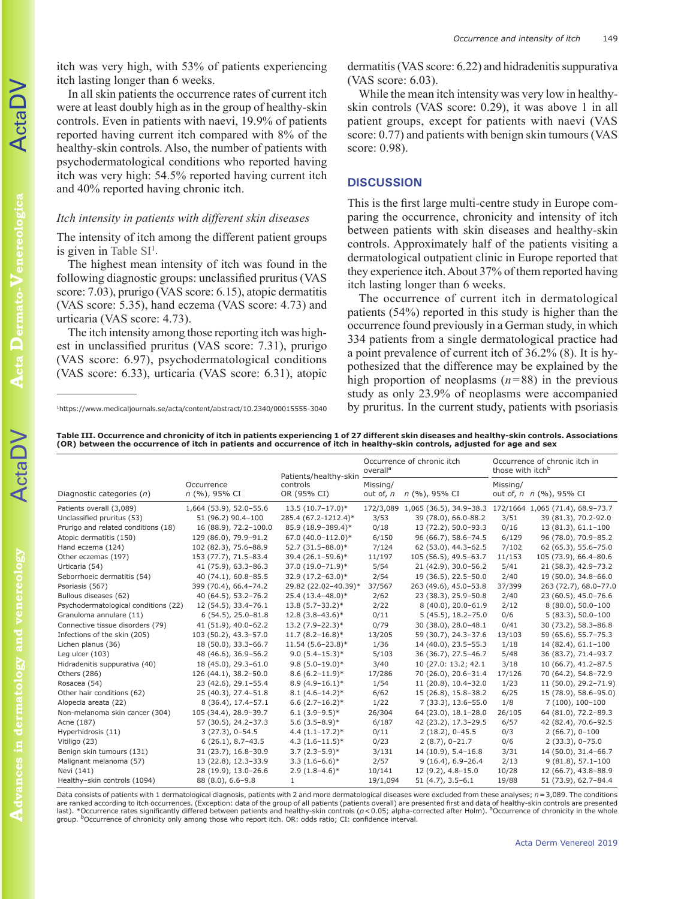itch was very high, with 53% of patients experiencing itch lasting longer than 6 weeks.

In all skin patients the occurrence rates of current itch were at least doubly high as in the group of healthy-skin controls. Even in patients with naevi, 19.9% of patients reported having current itch compared with 8% of the healthy-skin controls. Also, the number of patients with psychodermatological conditions who reported having itch was very high: 54.5% reported having current itch and 40% reported having chronic itch.

### *Itch intensity in patients with different skin diseases*

The intensity of itch among the different patient groups is given in Table SI[1].

The highest mean intensity of itch was found in the following diagnostic groups: unclassified pruritus (VAS score: 7.03), prurigo (VAS score: 6.15), atopic dermatitis (VAS score: 5.35), hand eczema (VAS score: 4.73) and urticaria (VAS score: 4.73).

The itch intensity among those reporting itch was highest in unclassified pruritus (VAS score: 7.31), prurigo (VAS score: 6.97), psychodermatological conditions (VAS score: 6.33), urticaria (VAS score: 6.31), atopic dermatitis (VAS score: 6.22) and hidradenitis suppurativa (VAS score: 6.03).

While the mean itch intensity was very low in healthy-skin controls (VAS score: 0.29), it was above 1 in all patient groups, except for patients with naevi (VAS score: 0.77) and patients with benign skin tumours (VAS score: 0.98).

[1] https://www.medicaljournals.se/acta/content/abstract/10.2340/00015555-3040

## DISCUSSION

This is the first large multi-centre study in Europe comparing the occurrence, chronicity and intensity of itch between patients with skin diseases and healthy-skin controls. Approximately half of the patients visiting a dermatological outpatient clinic in Europe reported that they experience itch. About 37% of them reported having itch lasting longer than 6 weeks.

The occurrence of current itch in dermatological patients (54%) reported in this study is higher than the occurrence found previously in a German study, in which 334 patients from a single dermatological practice had a point prevalence of current itch of 36.2% (8). It is hypothesized that the difference may be explained by the high proportion of neoplasms ($n=88$) in the previous study as only 23.9% of neoplasms were accompanied by pruritus. In the current study, patients with psoriasis

**Table III. Occurrence and chronicity of itch in patients experiencing 1 of 27 different skin diseases and healthy-skin controls. Associations (OR) between the occurrence of itch in patients and occurrence of itch in healthy-skin controls, adjusted for age and sex**

| Diagnostic categories (*n*) | Occurrence *n* (%), 95% CI | Patients/healthy-skin controls OR (95% CI) | Occurrence of chronic itch overall[a] | | Occurrence of chronic itch in those with itch[b] | |
|---|---|---|---|---|---|---|
| | | | Missing/ out of, *n* | *n* (%), 95% CI | Missing/ out of, *n* | *n* (%), 95% CI |
| Patients overall (3,089) | 1,664 (53.9), 52.0–55.6 | 13.5 (10.7–17.0)* | 172/3,089 | 1,065 (36.5), 34.9–38.3 | 172/1664 | 1,065 (71.4), 68.9–73.7 |
| Unclassified pruritus (53) | 51 (96.2) 90.4–100 | 285.4 (67.2-1212.4)* | 3/53 | 39 (78.0), 66.0-88.2 | 3/51 | 39 (81.3), 70.2-92.0 |
| Prurigo and related conditions (18) | 16 (88.9), 72.2–100.0 | 85.9 (18.9–389.4)* | 0/18 | 13 (72.2), 50.0–93.3 | 0/16 | 13 (81.3), 61.1–100 |
| Atopic dermatitis (150) | 129 (86.0), 79.9–91.2 | 67.0 (40.0–112.0)* | 6/150 | 96 (66.7), 58.6–74.5 | 6/129 | 96 (78.0), 70.9–85.2 |
| Hand eczema (124) | 102 (82.3), 75.6–88.9 | 52.7 (31.5–88.0)* | 7/124 | 62 (53.0), 44.3–62.5 | 7/102 | 62 (65.3), 55.6–75.0 |
| Other eczemas (197) | 153 (77.7), 71.5–83.4 | 39.4 (26.1–59.6)* | 11/197 | 105 (56.5), 49.5–63.7 | 11/153 | 105 (73.9), 66.4–80.6 |
| Urticaria (54) | 41 (75.9), 63.3–86.3 | 37.0 (19.0–71.9)* | 5/54 | 21 (42.9), 30.0–56.2 | 5/41 | 21 (58.3), 42.9–73.2 |
| Seborrhoeic dermatitis (54) | 40 (74.1), 60.8–85.5 | 32.9 (17.2–63.0)* | 2/54 | 19 (36.5), 22.5–50.0 | 2/40 | 19 (50.0), 34.8–66.0 |
| Psoriasis (567) | 399 (70.4), 66.4–74.2 | 29.82 (22.02–40.39)* | 37/567 | 263 (49.6), 45.0–53.8 | 37/399 | 263 (72.7), 68.0–77.0 |
| Bullous diseases (62) | 40 (64.5), 53.2–76.2 | 25.4 (13.4–48.0)* | 2/62 | 23 (38.3), 25.9–50.8 | 2/40 | 23 (60.5), 45.0–76.6 |
| Psychodermatological conditions (22) | 12 (54.5), 33.4–76.1 | 13.8 (5.7–33.2)* | 2/22 | 8 (40.0), 20.0–61.9 | 2/12 | 8 (80.0), 50.0–100 |
| Granuloma annulare (11) | 6 (54.5), 25.0–81.8 | 12.8 (3.8–43.6)* | 0/11 | 5 (45.5), 18.2–75.0 | 0/6 | 5 (83.3), 50.0–100 |
| Connective tissue disorders (79) | 41 (51.9), 40.0–62.2 | 13.2 (7.9–22.3)* | 0/79 | 30 (38.0), 28.0–48.1 | 0/41 | 30 (73.2), 58.3–86.8 |
| Infections of the skin (205) | 103 (50.2), 43.3–57.0 | 11.7 (8.2–16.8)* | 13/205 | 59 (30.7), 24.3–37.6 | 13/103 | 59 (65.6), 55.7–75.3 |
| Lichen planus (36) | 18 (50.0), 33.3–66.7 | 11.54 (5.6–23.8)* | 1/36 | 14 (40.0), 23.5–55.3 | 1/18 | 14 (82.4), 61.1–100 |
| Leg ulcer (103) | 48 (46.6), 36.9–56.2 | 9.0 (5.4–15.3)* | 5/103 | 36 (36.7), 27.5–46.7 | 5/48 | 36 (83.7), 71.4–93.7 |
| Hidradenitis suppurativa (40) | 18 (45.0), 29.3–61.0 | 9.8 (5.0–19.0)* | 3/40 | 10 (27.0: 13.2; 42.1 | 3/18 | 10 (66.7), 41.2–87.5 |
| Others (286) | 126 (44.1), 38.2–50.0 | 8.6 (6.2–11.9)* | 17/286 | 70 (26.0), 20.6–31.4 | 17/126 | 70 (64.2), 54.8–72.9 |
| Rosacea (54) | 23 (42.6), 29.1–55.4 | 8.9 (4.9–16.1)* | 1/54 | 11 (20.8), 10.4–32.0 | 1/23 | 11 (50.0), 29.2–71.9) |
| Other hair conditions (62) | 25 (40.3), 27.4–51.8 | 8.1 (4.6–14.2)* | 6/62 | 15 (26.8), 15.8–38.2 | 6/25 | 15 (78.9), 58.6–95.0) |
| Alopecia areata (22) | 8 (36.4), 17.4–57.1 | 6.6 (2.7–16.2)* | 1/22 | 7 (33.3), 13.6–55.0 | 1/8 | 7 (100), 100–100 |
| Non-melanoma skin cancer (304) | 105 (34.4), 28.9–39.7 | 6.1 (3.9–9.5)* | 26/304 | 64 (23.0), 18.1–28.0 | 26/105 | 64 (81.0), 72.2–89.3 |
| Acne (187) | 57 (30.5), 24.2–37.3 | 5.6 (3.5–8.9)* | 6/187 | 42 (23.2), 17.3–29.5 | 6/57 | 42 (82.4), 70.6–92.5 |
| Hyperhidrosis (11) | 3 (27.3), 0–54.5 | 4.4 (1.1–17.2)* | 0/11 | 2 (18.2), 0–45.5 | 0/3 | 2 (66.7), 0–100 |
| Vitiligo (23) | 6 (26.1), 8.7–43.5 | 4.3 (1.6–11.5)* | 0/23 | 2 (8.7), 0–21.7 | 0/6 | 2 (33.3), 0–75.0 |
| Benign skin tumours (131) | 31 (23.7), 16.8–30.9 | 3.7 (2.3–5.9)* | 3/131 | 14 (10.9), 5.4–16.8 | 3/31 | 14 (50.0), 31.4–66.7 |
| Malignant melanoma (57) | 13 (22.8), 12.3–33.9 | 3.3 (1.6–6.6)* | 2/57 | 9 (16.4), 6.9–26.4 | 2/13 | 9 (81.8), 57.1–100 |
| Nevi (141) | 28 (19.9), 13.0–26.6 | 2.9 (1.8–4.6)* | 10/141 | 12 (9.2), 4.8–15.0 | 10/28 | 12 (66.7), 43.8–88.9 |
| Healthy-skin controls (1094) | 88 (8.0), 6.6–9.8 | 1 | 19/1,094 | 51 (4.7), 3.5–6.1 | 19/88 | 51 (73.9), 62.7–84.4 |

Data consists of patients with 1 dermatological diagnosis, patients with 2 and more dermatological diseases were excluded from these analyses; $n=3,089$. The conditions are ranked according to itch occurrences. (Exception: data of the group of all patients (patients overall) are presented first and data of healthy-skin controls are presented last). *Occurrence rates significantly differed between patients and healthy-skin controls ($p<0.05$; alpha-corrected after Holm). [a]Occurrence of chronicity in the whole group. [b]Occurrence of chronicity only among those who report itch. OR: odds ratio; CI: confidence interval.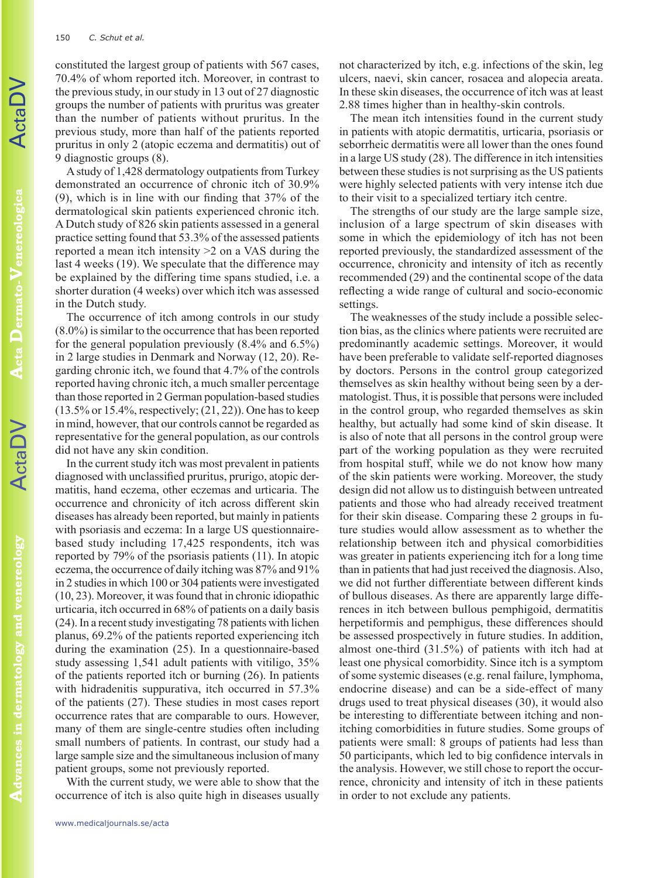constituted the largest group of patients with 567 cases, 70.4% of whom reported itch. Moreover, in contrast to the previous study, in our study in 13 out of 27 diagnostic groups the number of patients with pruritus was greater than the number of patients without pruritus. In the previous study, more than half of the patients reported pruritus in only 2 (atopic eczema and dermatitis) out of 9 diagnostic groups (8).

A study of 1,428 dermatology outpatients from Turkey demonstrated an occurrence of chronic itch of 30.9% (9), which is in line with our finding that 37% of the dermatological skin patients experienced chronic itch. A Dutch study of 826 skin patients assessed in a general practice setting found that 53.3% of the assessed patients reported a mean itch intensity >2 on a VAS during the last 4 weeks (19). We speculate that the difference may be explained by the differing time spans studied, i.e. a shorter duration (4 weeks) over which itch was assessed in the Dutch study.

The occurrence of itch among controls in our study (8.0%) is similar to the occurrence that has been reported for the general population previously (8.4% and 6.5%) in 2 large studies in Denmark and Norway (12, 20). Regarding chronic itch, we found that 4.7% of the controls reported having chronic itch, a much smaller percentage than those reported in 2 German population-based studies (13.5% or 15.4%, respectively; (21, 22)). One has to keep in mind, however, that our controls cannot be regarded as representative for the general population, as our controls did not have any skin condition.

In the current study itch was most prevalent in patients diagnosed with unclassified pruritus, prurigo, atopic dermatitis, hand eczema, other eczemas and urticaria. The occurrence and chronicity of itch across different skin diseases has already been reported, but mainly in patients with psoriasis and eczema: In a large US questionnaire-based study including 17,425 respondents, itch was reported by 79% of the psoriasis patients (11). In atopic eczema, the occurrence of daily itching was 87% and 91% in 2 studies in which 100 or 304 patients were investigated (10, 23). Moreover, it was found that in chronic idiopathic urticaria, itch occurred in 68% of patients on a daily basis (24). In a recent study investigating 78 patients with lichen planus, 69.2% of the patients reported experiencing itch during the examination (25). In a questionnaire-based study assessing 1,541 adult patients with vitiligo, 35% of the patients reported itch or burning (26). In patients with hidradenitis suppurativa, itch occurred in 57.3% of the patients (27). These studies in most cases report occurrence rates that are comparable to ours. However, many of them are single-centre studies often including small numbers of patients. In contrast, our study had a large sample size and the simultaneous inclusion of many patient groups, some not previously reported.

With the current study, we were able to show that the occurrence of itch is also quite high in diseases usually not characterized by itch, e.g. infections of the skin, leg ulcers, naevi, skin cancer, rosacea and alopecia areata. In these skin diseases, the occurrence of itch was at least 2.88 times higher than in healthy-skin controls.

The mean itch intensities found in the current study in patients with atopic dermatitis, urticaria, psoriasis or seborrheic dermatitis were all lower than the ones found in a large US study (28). The difference in itch intensities between these studies is not surprising as the US patients were highly selected patients with very intense itch due to their visit to a specialized tertiary itch centre.

The strengths of our study are the large sample size, inclusion of a large spectrum of skin diseases with some in which the epidemiology of itch has not been reported previously, the standardized assessment of the occurrence, chronicity and intensity of itch as recently recommended (29) and the continental scope of the data reflecting a wide range of cultural and socio-economic settings.

The weaknesses of the study include a possible selection bias, as the clinics where patients were recruited are predominantly academic settings. Moreover, it would have been preferable to validate self-reported diagnoses by doctors. Persons in the control group categorized themselves as skin healthy without being seen by a dermatologist. Thus, it is possible that persons were included in the control group, who regarded themselves as skin healthy, but actually had some kind of skin disease. It is also of note that all persons in the control group were part of the working population as they were recruited from hospital stuff, while we do not know how many of the skin patients were working. Moreover, the study design did not allow us to distinguish between untreated patients and those who had already received treatment for their skin disease. Comparing these 2 groups in future studies would allow assessment as to whether the relationship between itch and physical comorbidities was greater in patients experiencing itch for a long time than in patients that had just received the diagnosis. Also, we did not further differentiate between different kinds of bullous diseases. As there are apparently large differences in itch between bullous pemphigoid, dermatitis herpetiformis and pemphigus, these differences should be assessed prospectively in future studies. In addition, almost one-third (31.5%) of patients with itch had at least one physical comorbidity. Since itch is a symptom of some systemic diseases (e.g. renal failure, lymphoma, endocrine disease) and can be a side-effect of many drugs used to treat physical diseases (30), it would also be interesting to differentiate between itching and non-itching comorbidities in future studies. Some groups of patients were small: 8 groups of patients had less than 50 participants, which led to big confidence intervals in the analysis. However, we still chose to report the occurrence, chronicity and intensity of itch in these patients in order to not exclude any patients.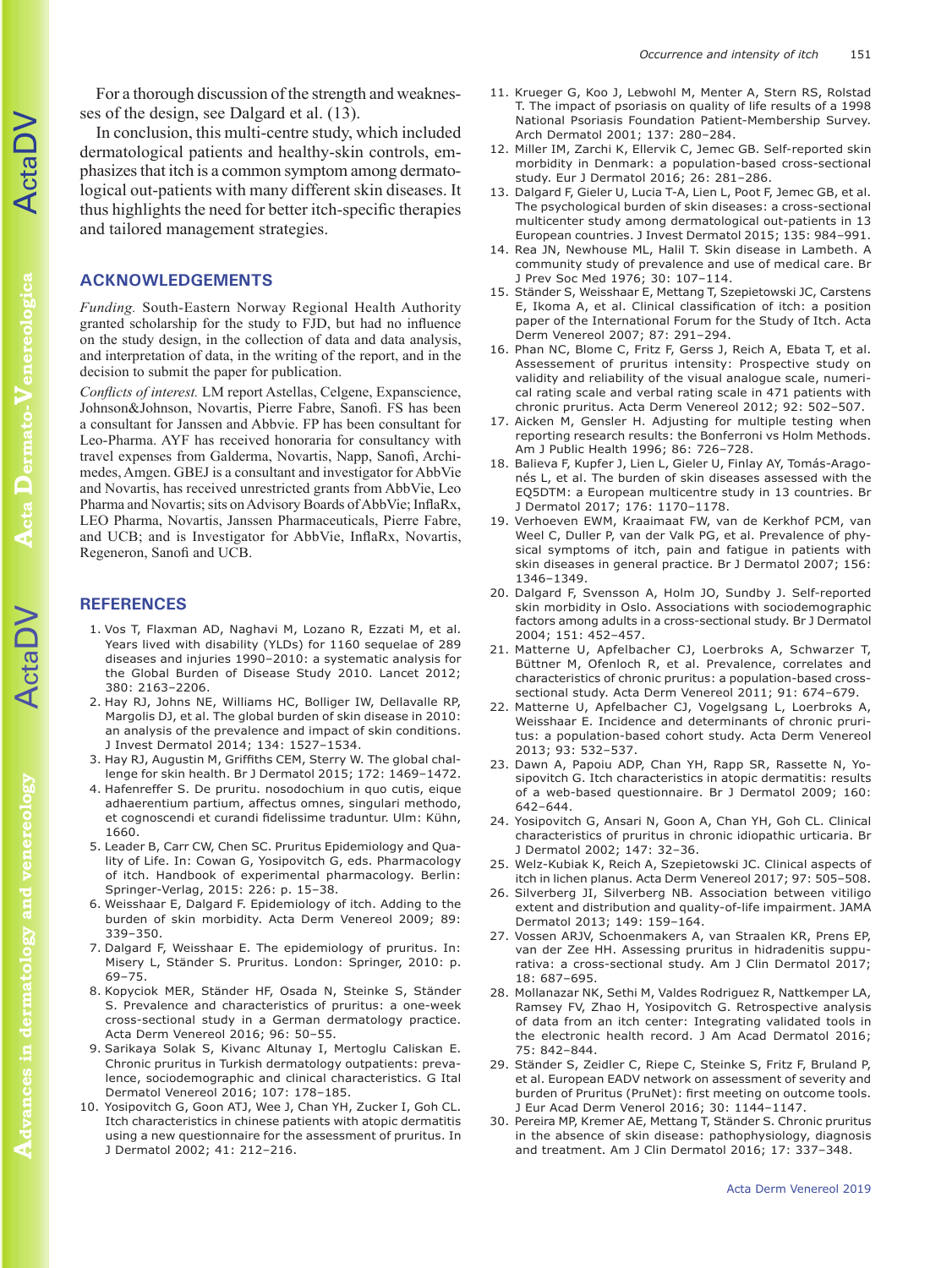For a thorough discussion of the strength and weaknesses of the design, see Dalgard et al. (13).

In conclusion, this multi-centre study, which included dermatological patients and healthy-skin controls, emphasizes that itch is a common symptom among dermatological out-patients with many different skin diseases. It thus highlights the need for better itch-specific therapies and tailored management strategies.

## ACKNOWLEDGEMENTS

*Funding.* South-Eastern Norway Regional Health Authority granted scholarship for the study to FJD, but had no influence on the study design, in the collection of data and data analysis, and interpretation of data, in the writing of the report, and in the decision to submit the paper for publication.

*Conflicts of interest.* LM report Astellas, Celgene, Expanscience, Johnson&Johnson, Novartis, Pierre Fabre, Sanofi. FS has been a consultant for Janssen and Abbvie. FP has been consultant for Leo-Pharma. AYF has received honoraria for consultancy with travel expenses from Galderma, Novartis, Napp, Sanofi, Archimedes, Amgen. GBEJ is a consultant and investigator for AbbVie and Novartis, has received unrestricted grants from AbbVie, Leo Pharma and Novartis; sits on Advisory Boards of AbbVie; InflaRx, LEO Pharma, Novartis, Janssen Pharmaceuticals, Pierre Fabre, and UCB; and is Investigator for AbbVie, InflaRx, Novartis, Regeneron, Sanofi and UCB.

## REFERENCES

1. Vos T, Flaxman AD, Naghavi M, Lozano R, Ezzati M, et al. Years lived with disability (YLDs) for 1160 sequelae of 289 diseases and injuries 1990–2010: a systematic analysis for the Global Burden of Disease Study 2010. Lancet 2012; 380: 2163–2206.
2. Hay RJ, Johns NE, Williams HC, Bolliger IW, Dellavalle RP, Margolis DJ, et al. The global burden of skin disease in 2010: an analysis of the prevalence and impact of skin conditions. J Invest Dermatol 2014; 134: 1527–1534.
3. Hay RJ, Augustin M, Griffiths CEM, Sterry W. The global challenge for skin health. Br J Dermatol 2015; 172: 1469–1472.
4. Hafenreffer S. De pruritu. nosodochium in quo cutis, eique adhaerentium partium, affectus omnes, singulari methodo, et cognoscendi et curandi fidelissime traduntur. Ulm: Kühn, 1660.
5. Leader B, Carr CW, Chen SC. Pruritus Epidemiology and Quality of Life. In: Cowan G, Yosipovitch G, eds. Pharmacology of itch. Handbook of experimental pharmacology. Berlin: Springer-Verlag, 2015: 226: p. 15–38.
6. Weisshaar E, Dalgard F. Epidemiology of itch. Adding to the burden of skin morbidity. Acta Derm Venereol 2009; 89: 339–350.
7. Dalgard F, Weisshaar E. The epidemiology of pruritus. In: Misery L, Ständer S. Pruritus. London: Springer, 2010: p. 69–75.
8. Kopyciok MER, Ständer HF, Osada N, Steinke S, Ständer S. Prevalence and characteristics of pruritus: a one-week cross-sectional study in a German dermatology practice. Acta Derm Venereol 2016; 96: 50–55.
9. Sarikaya Solak S, Kivanc Altunay I, Mertoglu Caliskan E. Chronic pruritus in Turkish dermatology outpatients: prevalence, sociodemographic and clinical characteristics. G Ital Dermatol Venereol 2016; 107: 178–185.
10. Yosipovitch G, Goon ATJ, Wee J, Chan YH, Zucker I, Goh CL. Itch characteristics in chinese patients with atopic dermatitis using a new questionnaire for the assessment of pruritus. In J Dermatol 2002; 41: 212–216.
11. Krueger G, Koo J, Lebwohl M, Menter A, Stern RS, Rolstad T. The impact of psoriasis on quality of life results of a 1998 National Psoriasis Foundation Patient-Membership Survey. Arch Dermatol 2001; 137: 280–284.
12. Miller IM, Zarchi K, Ellervik C, Jemec GB. Self-reported skin morbidity in Denmark: a population-based cross-sectional study. Eur J Dermatol 2016; 26: 281–286.
13. Dalgard F, Gieler U, Lucia T-A, Lien L, Poot F, Jemec GB, et al. The psychological burden of skin diseases: a cross-sectional multicenter study among dermatological out-patients in 13 European countries. J Invest Dermatol 2015; 135: 984–991.
14. Rea JN, Newhouse ML, Halil T. Skin disease in Lambeth. A community study of prevalence and use of medical care. Br J Prev Soc Med 1976; 30: 107–114.
15. Ständer S, Weisshaar E, Mettang T, Szepietowski JC, Carstens E, Ikoma A, et al. Clinical classification of itch: a position paper of the International Forum for the Study of Itch. Acta Derm Venereol 2007; 87: 291–294.
16. Phan NC, Blome C, Fritz F, Gerss J, Reich A, Ebata T, et al. Assessement of pruritus intensity: Prospective study on validity and reliability of the visual analogue scale, numerical rating scale and verbal rating scale in 471 patients with chronic pruritus. Acta Derm Venereol 2012; 92: 502–507.
17. Aicken M, Gensler H. Adjusting for multiple testing when reporting research results: the Bonferroni vs Holm Methods. Am J Public Health 1996; 86: 726–728.
18. Balieva F, Kupfer J, Lien L, Gieler U, Finlay AY, Tomás-Aragonés L, et al. The burden of skin diseases assessed with the EQ5DTM: a European multicentre study in 13 countries. Br J Dermatol 2017; 176: 1170–1178.
19. Verhoeven EWM, Kraaimaat FW, van de Kerkhof PCM, van Weel C, Duller P, van der Valk PG, et al. Prevalence of physical symptoms of itch, pain and fatigue in patients with skin diseases in general practice. Br J Dermatol 2007; 156: 1346–1349.
20. Dalgard F, Svensson A, Holm JO, Sundby J. Self-reported skin morbidity in Oslo. Associations with sociodemographic factors among adults in a cross-sectional study. Br J Dermatol 2004; 151: 452–457.
21. Matterne U, Apfelbacher CJ, Loerbroks A, Schwarzer T, Büttner M, Ofenloch R, et al. Prevalence, correlates and characteristics of chronic pruritus: a population-based cross-sectional study. Acta Derm Venereol 2011; 91: 674–679.
22. Matterne U, Apfelbacher CJ, Vogelgsang L, Loerbroks A, Weisshaar E. Incidence and determinants of chronic pruritus: a population-based cohort study. Acta Derm Venereol 2013; 93: 532–537.
23. Dawn A, Papoiu ADP, Chan YH, Rapp SR, Rassette N, Yosipovitch G. Itch characteristics in atopic dermatitis: results of a web-based questionnaire. Br J Dermatol 2009; 160: 642–644.
24. Yosipovitch G, Ansari N, Goon A, Chan YH, Goh CL. Clinical characteristics of pruritus in chronic idiopathic urticaria. Br J Dermatol 2002; 147: 32–36.
25. Welz-Kubiak K, Reich A, Szepietowski JC. Clinical aspects of itch in lichen planus. Acta Derm Venereol 2017; 97: 505–508.
26. Silverberg JI, Silverberg NB. Association between vitiligo extent and distribution and quality-of-life impairment. JAMA Dermatol 2013; 149: 159–164.
27. Vossen ARJV, Schoenmakers A, van Straalen KR, Prens EP, van der Zee HH. Assessing pruritus in hidradenitis suppurativa: a cross-sectional study. Am J Clin Dermatol 2017; 18: 687–695.
28. Mollanazar NK, Sethi M, Valdes Rodriguez R, Nattkemper LA, Ramsey FV, Zhao H, Yosipovitch G. Retrospective analysis of data from an itch center: Integrating validated tools in the electronic health record. J Am Acad Dermatol 2016; 75: 842–844.
29. Ständer S, Zeidler C, Riepe C, Steinke S, Fritz F, Bruland P, et al. European EADV network on assessment of severity and burden of Pruritus (PruNet): first meeting on outcome tools. J Eur Acad Derm Venerol 2016; 30: 1144–1147.
30. Pereira MP, Kremer AE, Mettang T, Ständer S. Chronic pruritus in the absence of skin disease: pathophysiology, diagnosis and treatment. Am J Clin Dermatol 2016; 17: 337–348.